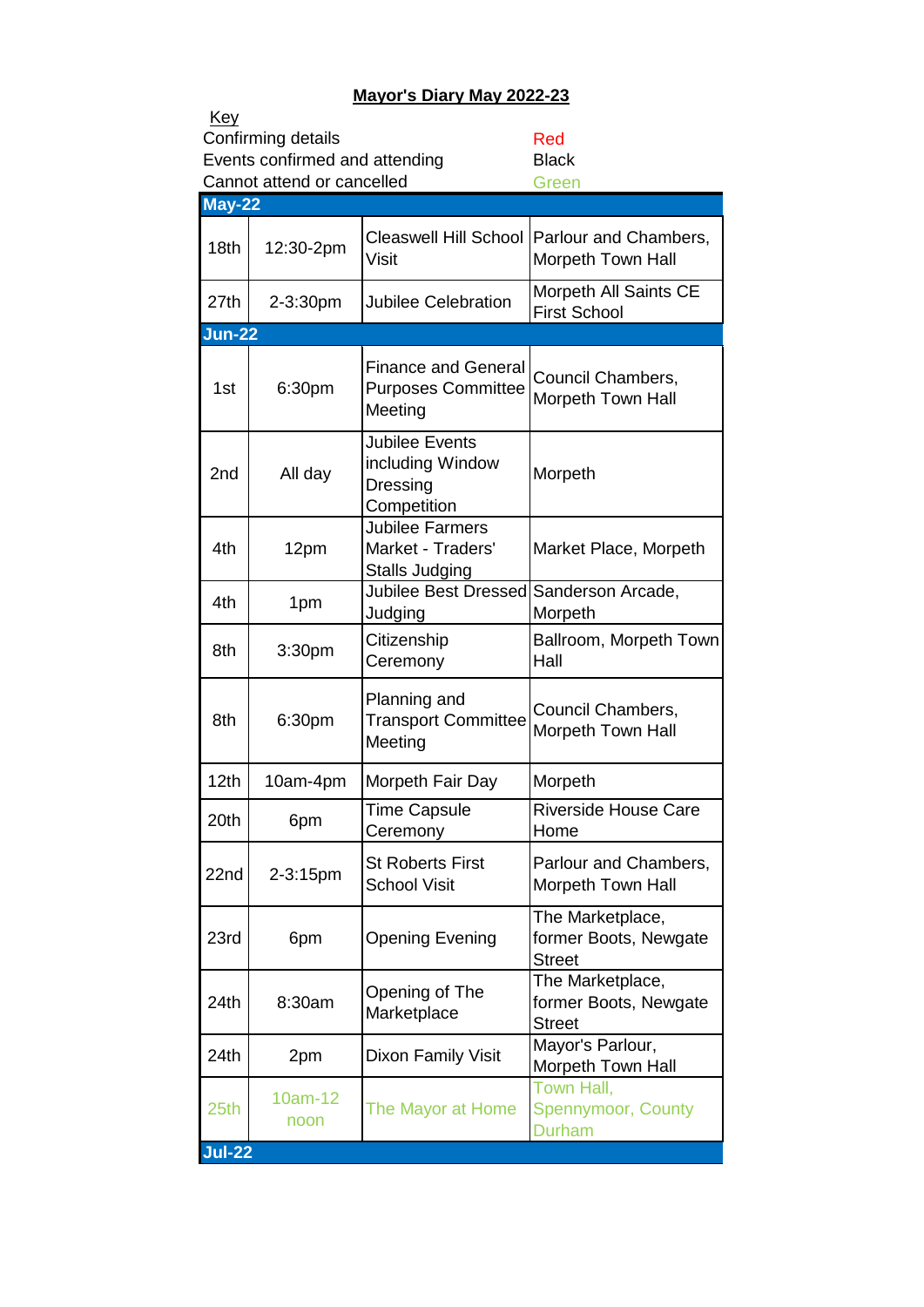# Mayor's Diary May 2022-23

Key

| | |
|---|---|
| Confirming details | Red |
| Events confirmed and attending | Black |
| Cannot attend or cancelled | Green |

| **May-22** | | | |
|---|---|---|---|
| 18th | 12:30-2pm | Cleaswell Hill School Visit | Parlour and Chambers, Morpeth Town Hall |
| 27th | 2-3:30pm | Jubilee Celebration | Morpeth All Saints CE First School |
| **Jun-22** | | | |
| 1st | 6:30pm | Finance and General Purposes Committee Meeting | Council Chambers, Morpeth Town Hall |
| 2nd | All day | Jubilee Events including Window Dressing Competition | Morpeth |
| 4th | 12pm | Jubilee Farmers Market - Traders' Stalls Judging | Market Place, Morpeth |
| 4th | 1pm | Jubilee Best Dressed Judging | Sanderson Arcade, Morpeth |
| 8th | 3:30pm | Citizenship Ceremony | Ballroom, Morpeth Town Hall |
| 8th | 6:30pm | Planning and Transport Committee Meeting | Council Chambers, Morpeth Town Hall |
| 12th | 10am-4pm | Morpeth Fair Day | Morpeth |
| 20th | 6pm | Time Capsule Ceremony | Riverside House Care Home |
| 22nd | 2-3:15pm | St Roberts First School Visit | Parlour and Chambers, Morpeth Town Hall |
| 23rd | 6pm | Opening Evening | The Marketplace, former Boots, Newgate Street |
| 24th | 8:30am | Opening of The Marketplace | The Marketplace, former Boots, Newgate Street |
| 24th | 2pm | Dixon Family Visit | Mayor's Parlour, Morpeth Town Hall |
| 25th | 10am-12 noon | The Mayor at Home | Town Hall, Spennymoor, County Durham |
| **Jul-22** | | | |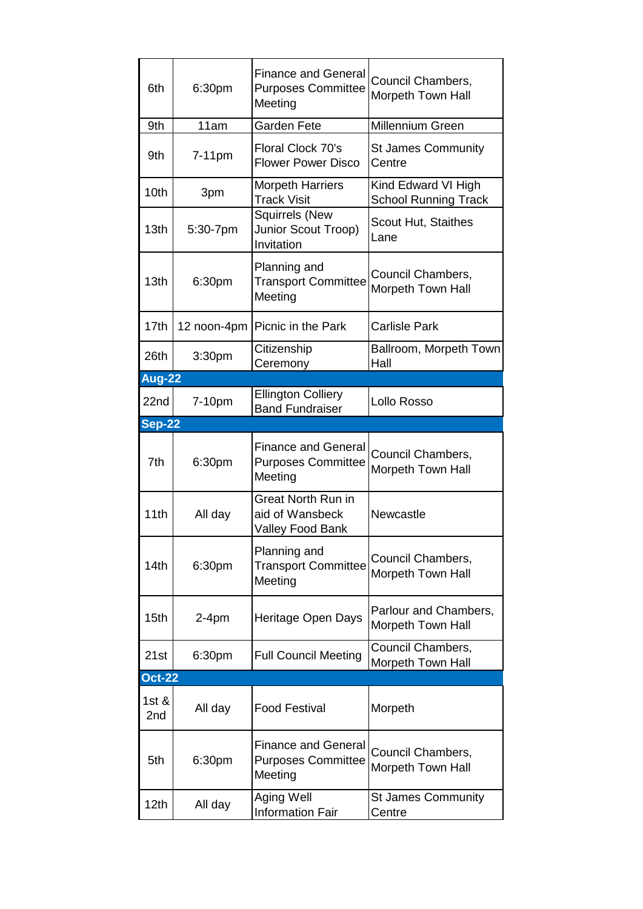| | | | |
|---|---|---|---|
| 6th | 6:30pm | Finance and General Purposes Committee Meeting | Council Chambers, Morpeth Town Hall |
| 9th | 11am | Garden Fete | Millennium Green |
| 9th | 7-11pm | Floral Clock 70's Flower Power Disco | St James Community Centre |
| 10th | 3pm | Morpeth Harriers Track Visit | Kind Edward VI High School Running Track |
| 13th | 5:30-7pm | Squirrels (New Junior Scout Troop) Invitation | Scout Hut, Staithes Lane |
| 13th | 6:30pm | Planning and Transport Committee Meeting | Council Chambers, Morpeth Town Hall |
| 17th | 12 noon-4pm | Picnic in the Park | Carlisle Park |
| 26th | 3:30pm | Citizenship Ceremony | Ballroom, Morpeth Town Hall |
| **Aug-22** | | | |
| 22nd | 7-10pm | Ellington Colliery Band Fundraiser | Lollo Rosso |
| **Sep-22** | | | |
| 7th | 6:30pm | Finance and General Purposes Committee Meeting | Council Chambers, Morpeth Town Hall |
| 11th | All day | Great North Run in aid of Wansbeck Valley Food Bank | Newcastle |
| 14th | 6:30pm | Planning and Transport Committee Meeting | Council Chambers, Morpeth Town Hall |
| 15th | 2-4pm | Heritage Open Days | Parlour and Chambers, Morpeth Town Hall |
| 21st | 6:30pm | Full Council Meeting | Council Chambers, Morpeth Town Hall |
| **Oct-22** | | | |
| 1st & 2nd | All day | Food Festival | Morpeth |
| 5th | 6:30pm | Finance and General Purposes Committee Meeting | Council Chambers, Morpeth Town Hall |
| 12th | All day | Aging Well Information Fair | St James Community Centre |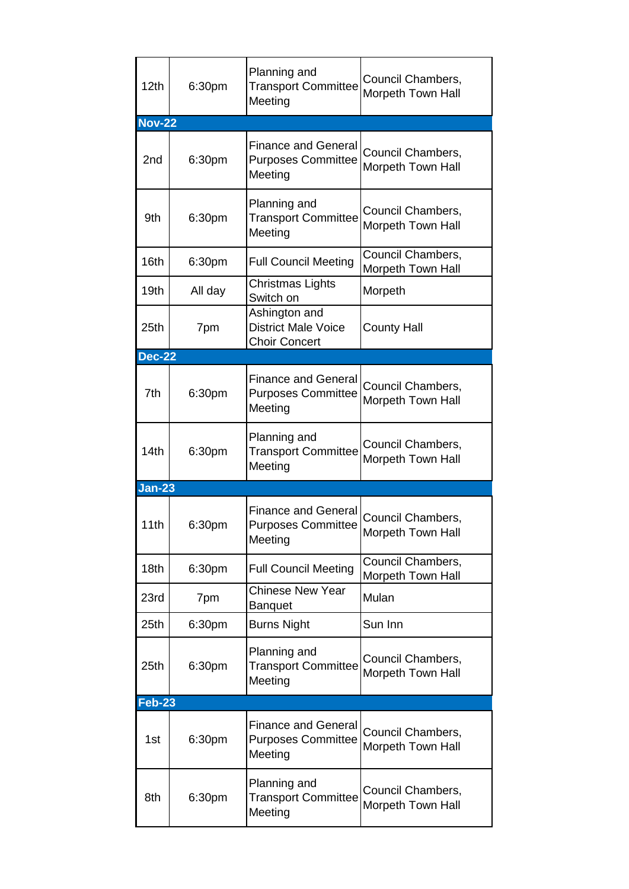| | | | |
|---|---|---|---|
| 12th | 6:30pm | Planning and Transport Committee Meeting | Council Chambers, Morpeth Town Hall |
| **Nov-22** | | | |
| 2nd | 6:30pm | Finance and General Purposes Committee Meeting | Council Chambers, Morpeth Town Hall |
| 9th | 6:30pm | Planning and Transport Committee Meeting | Council Chambers, Morpeth Town Hall |
| 16th | 6:30pm | Full Council Meeting | Council Chambers, Morpeth Town Hall |
| 19th | All day | Christmas Lights Switch on | Morpeth |
| 25th | 7pm | Ashington and District Male Voice Choir Concert | County Hall |
| **Dec-22** | | | |
| 7th | 6:30pm | Finance and General Purposes Committee Meeting | Council Chambers, Morpeth Town Hall |
| 14th | 6:30pm | Planning and Transport Committee Meeting | Council Chambers, Morpeth Town Hall |
| **Jan-23** | | | |
| 11th | 6:30pm | Finance and General Purposes Committee Meeting | Council Chambers, Morpeth Town Hall |
| 18th | 6:30pm | Full Council Meeting | Council Chambers, Morpeth Town Hall |
| 23rd | 7pm | Chinese New Year Banquet | Mulan |
| 25th | 6:30pm | Burns Night | Sun Inn |
| 25th | 6:30pm | Planning and Transport Committee Meeting | Council Chambers, Morpeth Town Hall |
| **Feb-23** | | | |
| 1st | 6:30pm | Finance and General Purposes Committee Meeting | Council Chambers, Morpeth Town Hall |
| 8th | 6:30pm | Planning and Transport Committee Meeting | Council Chambers, Morpeth Town Hall |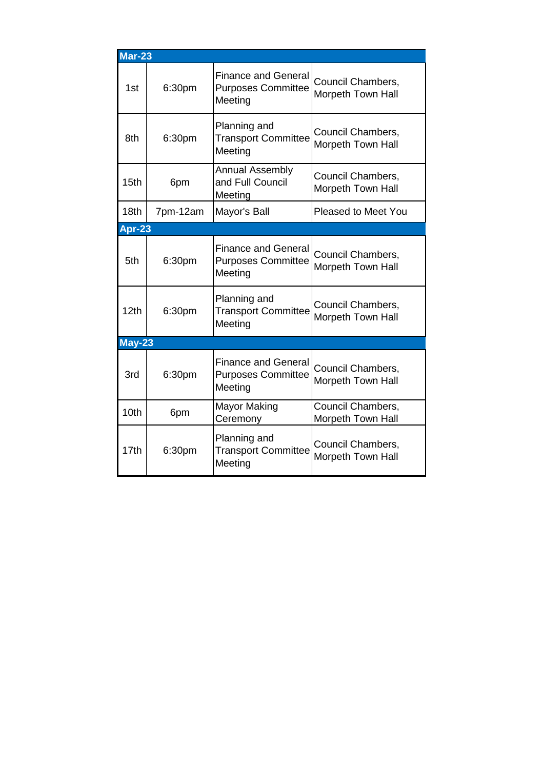| | | | |
|---|---|---|---|
| **Mar-23** | | | |
| 1st | 6:30pm | Finance and General Purposes Committee Meeting | Council Chambers, Morpeth Town Hall |
| 8th | 6:30pm | Planning and Transport Committee Meeting | Council Chambers, Morpeth Town Hall |
| 15th | 6pm | Annual Assembly and Full Council Meeting | Council Chambers, Morpeth Town Hall |
| 18th | 7pm-12am | Mayor's Ball | Pleased to Meet You |
| **Apr-23** | | | |
| 5th | 6:30pm | Finance and General Purposes Committee Meeting | Council Chambers, Morpeth Town Hall |
| 12th | 6:30pm | Planning and Transport Committee Meeting | Council Chambers, Morpeth Town Hall |
| **May-23** | | | |
| 3rd | 6:30pm | Finance and General Purposes Committee Meeting | Council Chambers, Morpeth Town Hall |
| 10th | 6pm | Mayor Making Ceremony | Council Chambers, Morpeth Town Hall |
| 17th | 6:30pm | Planning and Transport Committee Meeting | Council Chambers, Morpeth Town Hall |